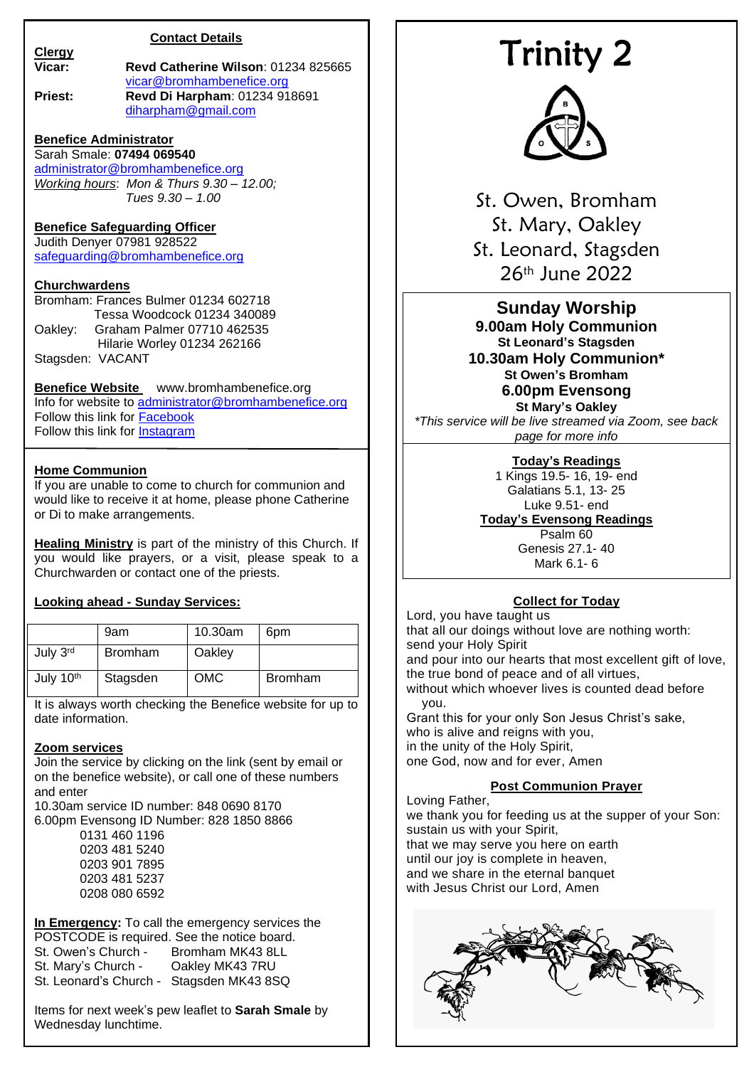## Contact Details

**Clergy**

**Vicar:** **Revd Catherine Wilson**: 01234 825665
vicar@bromhambenefice.org

**Priest:** **Revd Di Harpham**: 01234 918691
diharpham@gmail.com

**Benefice Administrator**

Sarah Smale: **07494 069540**
administrator@bromhambenefice.org
*Working hours*: *Mon & Thurs 9.30 – 12.00; Tues 9.30 – 1.00*

**Benefice Safeguarding Officer**

Judith Denyer 07981 928522
safeguarding@bromhambenefice.org

**Churchwardens**

Bromham: Frances Bulmer 01234 602718
Tessa Woodcock 01234 340089
Oakley: Graham Palmer 07710 462535
Hilarie Worley 01234 262166
Stagsden: VACANT

**Benefice Website** www.bromhambenefice.org
Info for website to administrator@bromhambenefice.org
Follow this link for Facebook
Follow this link for Instagram

**Home Communion**

If you are unable to come to church for communion and would like to receive it at home, please phone Catherine or Di to make arrangements.

**Healing Ministry** is part of the ministry of this Church. If you would like prayers, or a visit, please speak to a Churchwarden or contact one of the priests.

**Looking ahead - Sunday Services:**

| | 9am | 10.30am | 6pm |
|---|---|---|---|
| July 3rd | Bromham | Oakley | |
| July 10th | Stagsden | OMC | Bromham |

It is always worth checking the Benefice website for up to date information.

**Zoom services**

Join the service by clicking on the link (sent by email or on the benefice website), or call one of these numbers and enter
10.30am service ID number: 848 0690 8170
6.00pm Evensong ID Number: 828 1850 8866
0131 460 1196
0203 481 5240
0203 901 7895
0203 481 5237
0208 080 6592

**In Emergency:** To call the emergency services the POSTCODE is required. See the notice board.
St. Owen's Church - Bromham MK43 8LL
St. Mary's Church - Oakley MK43 7RU
St. Leonard's Church - Stagsden MK43 8SQ

Items for next week's pew leaflet to **Sarah Smale** by Wednesday lunchtime.

# Trinity 2

St. Owen, Bromham
St. Mary, Oakley
St. Leonard, Stagsden
26th June 2022

## Sunday Worship

**9.00am Holy Communion**
**St Leonard's Stagsden**
**10.30am Holy Communion***
**St Owen's Bromham**
**6.00pm Evensong**
**St Mary's Oakley**

*\*This service will be live streamed via Zoom, see back page for more info*

**Today's Readings**

1 Kings 19.5- 16, 19- end
Galatians 5.1, 13- 25
Luke 9.51- end

**Today's Evensong Readings**

Psalm 60
Genesis 27.1- 40
Mark 6.1- 6

**Collect for Today**

Lord, you have taught us
that all our doings without love are nothing worth:
send your Holy Spirit
and pour into our hearts that most excellent gift of love,
the true bond of peace and of all virtues,
without which whoever lives is counted dead before you.
Grant this for your only Son Jesus Christ's sake,
who is alive and reigns with you,
in the unity of the Holy Spirit,
one God, now and for ever, Amen

**Post Communion Prayer**

Loving Father,
we thank you for feeding us at the supper of your Son:
sustain us with your Spirit,
that we may serve you here on earth
until our joy is complete in heaven,
and we share in the eternal banquet
with Jesus Christ our Lord, Amen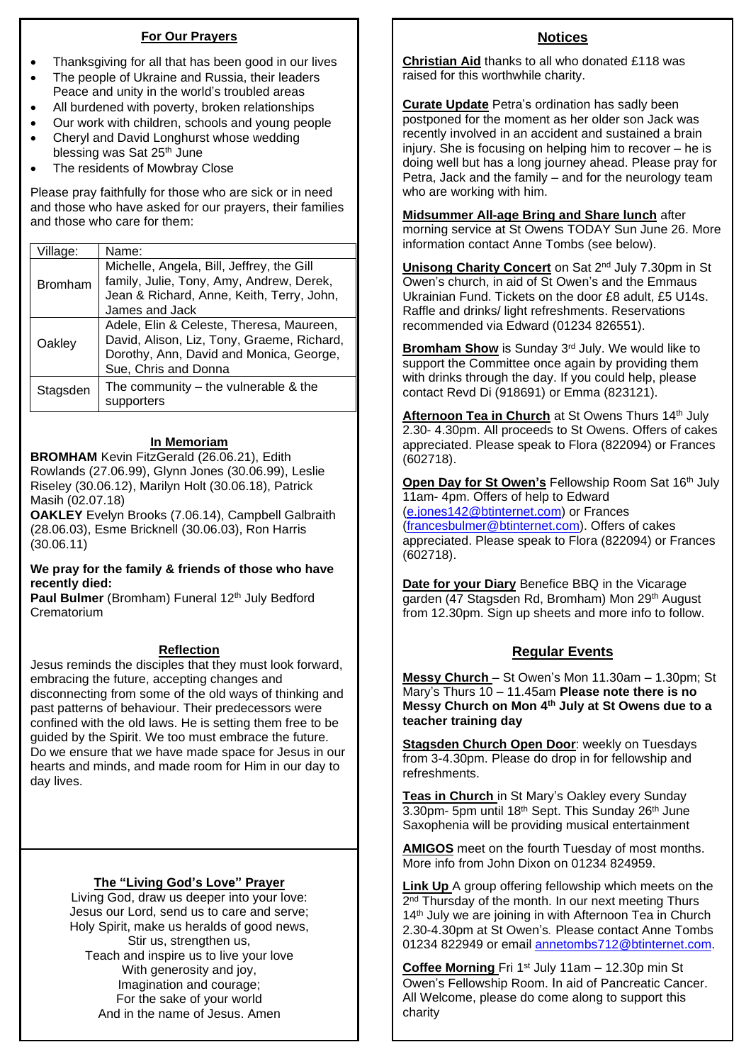## For Our Prayers

- Thanksgiving for all that has been good in our lives
- The people of Ukraine and Russia, their leaders Peace and unity in the world's troubled areas
- All burdened with poverty, broken relationships
- Our work with children, schools and young people
- Cheryl and David Longhurst whose wedding blessing was Sat 25th June
- The residents of Mowbray Close

Please pray faithfully for those who are sick or in need and those who have asked for our prayers, their families and those who care for them:

| Village: | Name: |
|---|---|
| Bromham | Michelle, Angela, Bill, Jeffrey, the Gill family, Julie, Tony, Amy, Andrew, Derek, Jean & Richard, Anne, Keith, Terry, John, James and Jack |
| Oakley | Adele, Elin & Celeste, Theresa, Maureen, David, Alison, Liz, Tony, Graeme, Richard, Dorothy, Ann, David and Monica, George, Sue, Chris and Donna |
| Stagsden | The community – the vulnerable & the supporters |

## In Memoriam

**BROMHAM** Kevin FitzGerald (26.06.21), Edith Rowlands (27.06.99), Glynn Jones (30.06.99), Leslie Riseley (30.06.12), Marilyn Holt (30.06.18), Patrick Masih (02.07.18)

**OAKLEY** Evelyn Brooks (7.06.14), Campbell Galbraith (28.06.03), Esme Bricknell (30.06.03), Ron Harris (30.06.11)

**We pray for the family & friends of those who have recently died:**

**Paul Bulmer** (Bromham) Funeral 12th July Bedford Crematorium

## Reflection

Jesus reminds the disciples that they must look forward, embracing the future, accepting changes and disconnecting from some of the old ways of thinking and past patterns of behaviour. Their predecessors were confined with the old laws. He is setting them free to be guided by the Spirit. We too must embrace the future. Do we ensure that we have made space for Jesus in our hearts and minds, and made room for Him in our day to day lives.

## The "Living God's Love" Prayer

Living God, draw us deeper into your love:
Jesus our Lord, send us to care and serve;
Holy Spirit, make us heralds of good news,
Stir us, strengthen us,
Teach and inspire us to live your love
With generosity and joy,
Imagination and courage;
For the sake of your world
And in the name of Jesus. Amen

## Notices

**Christian Aid** thanks to all who donated £118 was raised for this worthwhile charity.

**Curate Update** Petra's ordination has sadly been postponed for the moment as her older son Jack was recently involved in an accident and sustained a brain injury. She is focusing on helping him to recover – he is doing well but has a long journey ahead. Please pray for Petra, Jack and the family – and for the neurology team who are working with him.

**Midsummer All-age Bring and Share lunch** after morning service at St Owens TODAY Sun June 26. More information contact Anne Tombs (see below).

**Unisong Charity Concert** on Sat 2nd July 7.30pm in St Owen's church, in aid of St Owen's and the Emmaus Ukrainian Fund. Tickets on the door £8 adult, £5 U14s. Raffle and drinks/ light refreshments. Reservations recommended via Edward (01234 826551).

**Bromham Show** is Sunday 3rd July. We would like to support the Committee once again by providing them with drinks through the day. If you could help, please contact Revd Di (918691) or Emma (823121).

**Afternoon Tea in Church** at St Owens Thurs 14th July 2.30- 4.30pm. All proceeds to St Owens. Offers of cakes appreciated. Please speak to Flora (822094) or Frances (602718).

**Open Day for St Owen's** Fellowship Room Sat 16th July 11am- 4pm. Offers of help to Edward (e.jones142@btinternet.com) or Frances (francesbulmer@btinternet.com). Offers of cakes appreciated. Please speak to Flora (822094) or Frances (602718).

**Date for your Diary** Benefice BBQ in the Vicarage garden (47 Stagsden Rd, Bromham) Mon 29th August from 12.30pm. Sign up sheets and more info to follow.

## Regular Events

**Messy Church** – St Owen's Mon 11.30am – 1.30pm; St Mary's Thurs 10 – 11.45am **Please note there is no Messy Church on Mon 4th July at St Owens due to a teacher training day**

**Stagsden Church Open Door**: weekly on Tuesdays from 3-4.30pm. Please do drop in for fellowship and refreshments.

**Teas in Church** in St Mary's Oakley every Sunday 3.30pm- 5pm until 18th Sept. This Sunday 26th June Saxophenia will be providing musical entertainment

**AMIGOS** meet on the fourth Tuesday of most months. More info from John Dixon on 01234 824959.

**Link Up** A group offering fellowship which meets on the 2nd Thursday of the month. In our next meeting Thurs 14th July we are joining in with Afternoon Tea in Church 2.30-4.30pm at St Owen's. Please contact Anne Tombs 01234 822949 or email annetombs712@btinternet.com.

**Coffee Morning** Fri 1st July 11am – 12.30p min St Owen's Fellowship Room. In aid of Pancreatic Cancer. All Welcome, please do come along to support this charity